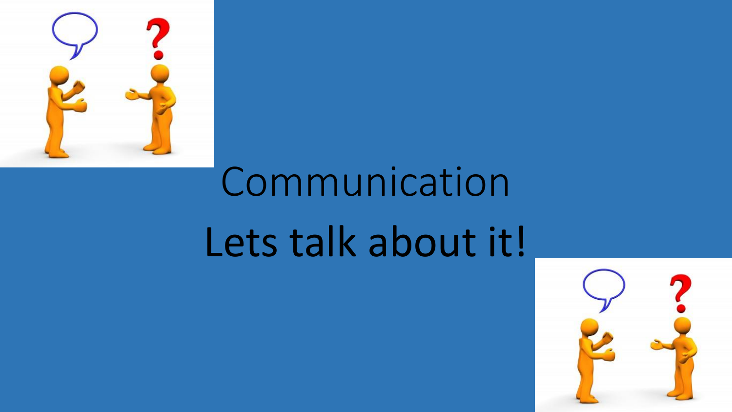# Communication

# Lets talk about it!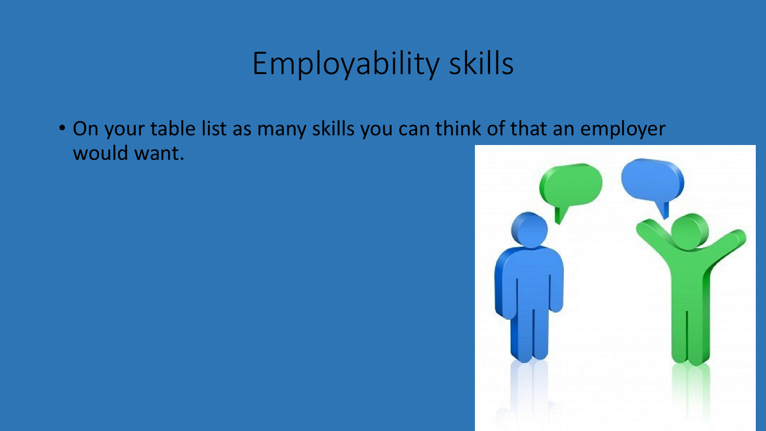# Employability skills

- On your table list as many skills you can think of that an employer would want.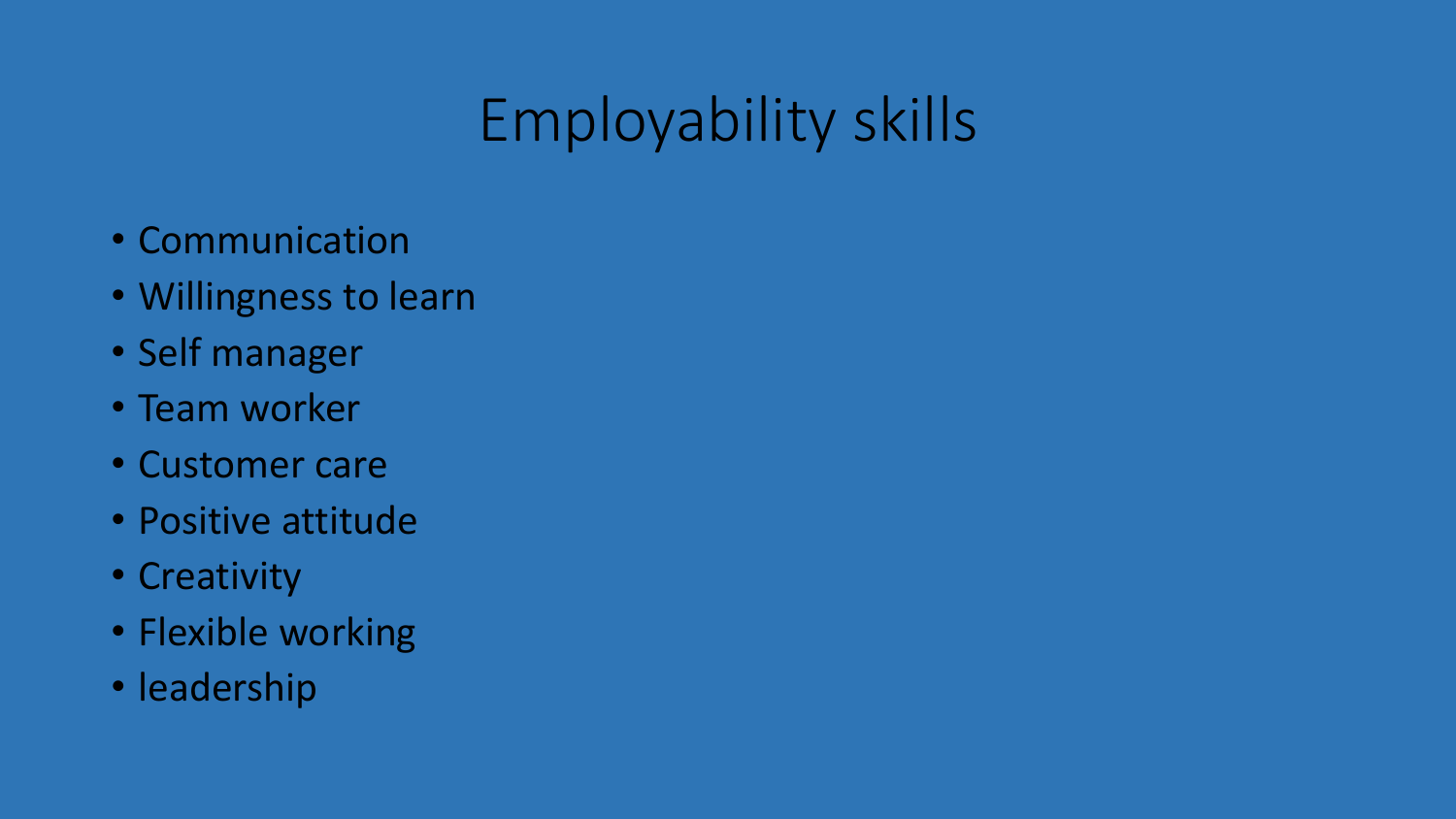# Employability skills

- Communication
- Willingness to learn
- Self manager
- Team worker
- Customer care
- Positive attitude
- Creativity
- Flexible working
- leadership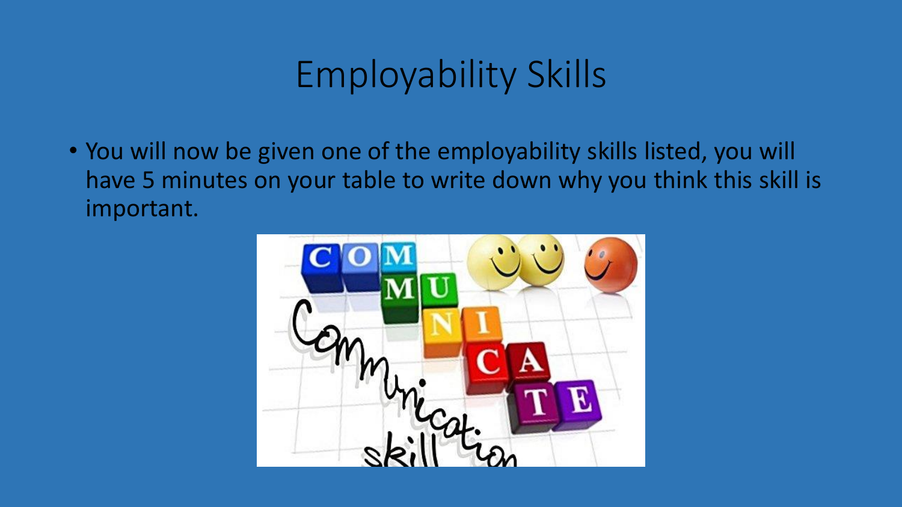# Employability Skills

- You will now be given one of the employability skills listed, you will have 5 minutes on your table to write down why you think this skill is important.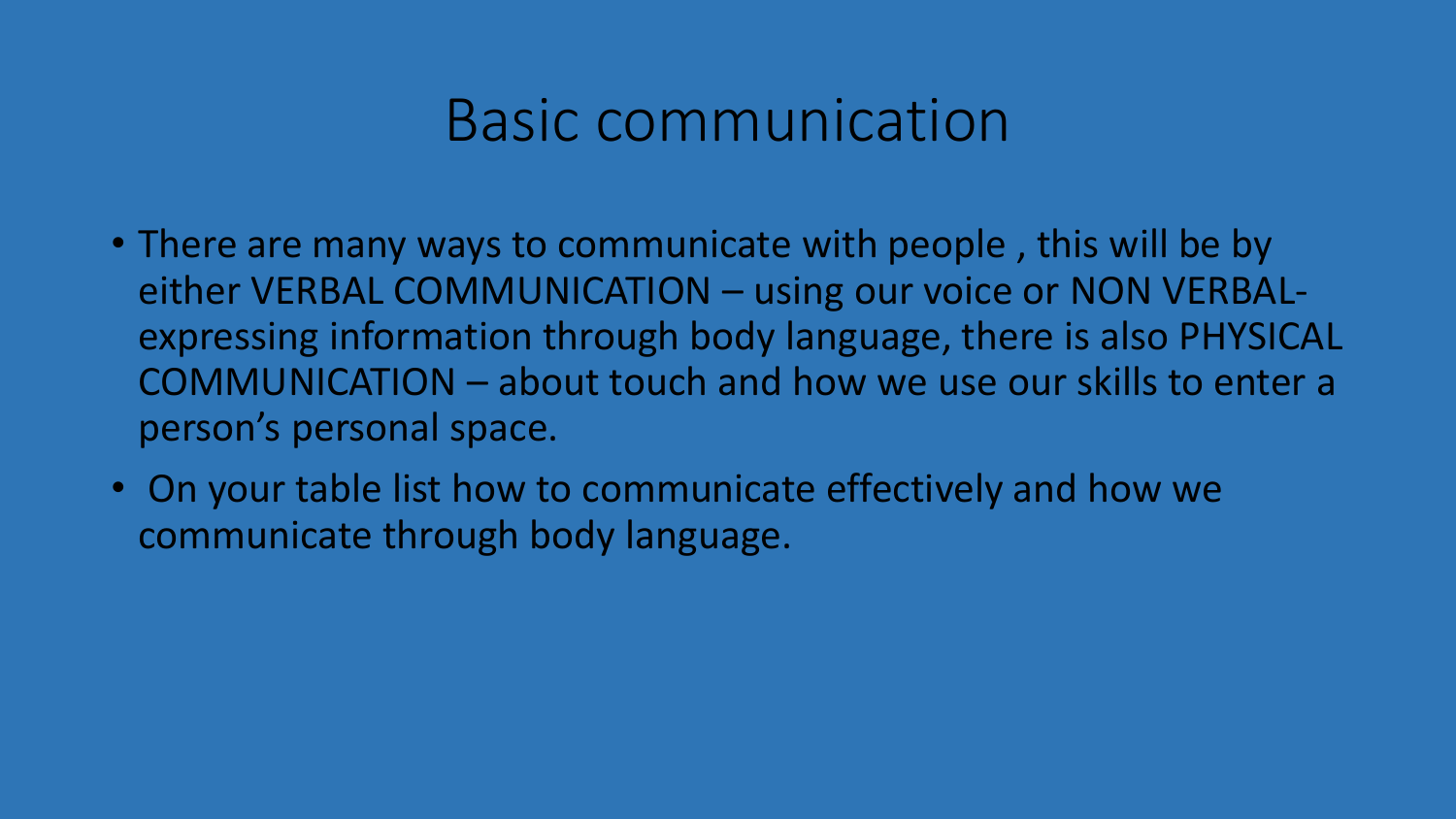# Basic communication

- There are many ways to communicate with people , this will be by either VERBAL COMMUNICATION – using our voice or NON VERBAL- expressing information through body language, there is also PHYSICAL COMMUNICATION – about touch and how we use our skills to enter a person's personal space.
- On your table list how to communicate effectively and how we communicate through body language.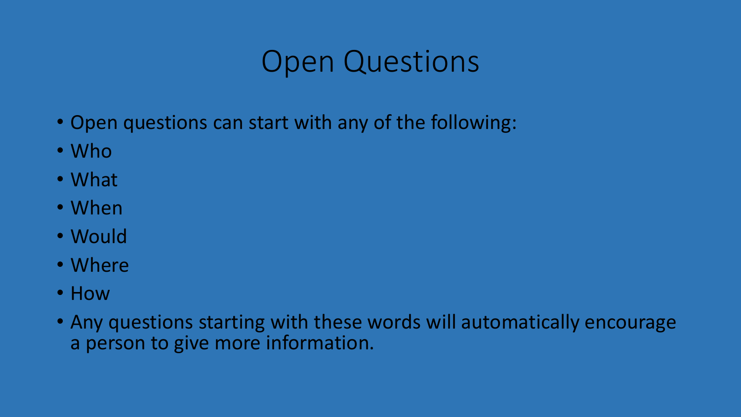# Open Questions

- Open questions can start with any of the following:
- Who
- What
- When
- Would
- Where
- How
- Any questions starting with these words will automatically encourage a person to give more information.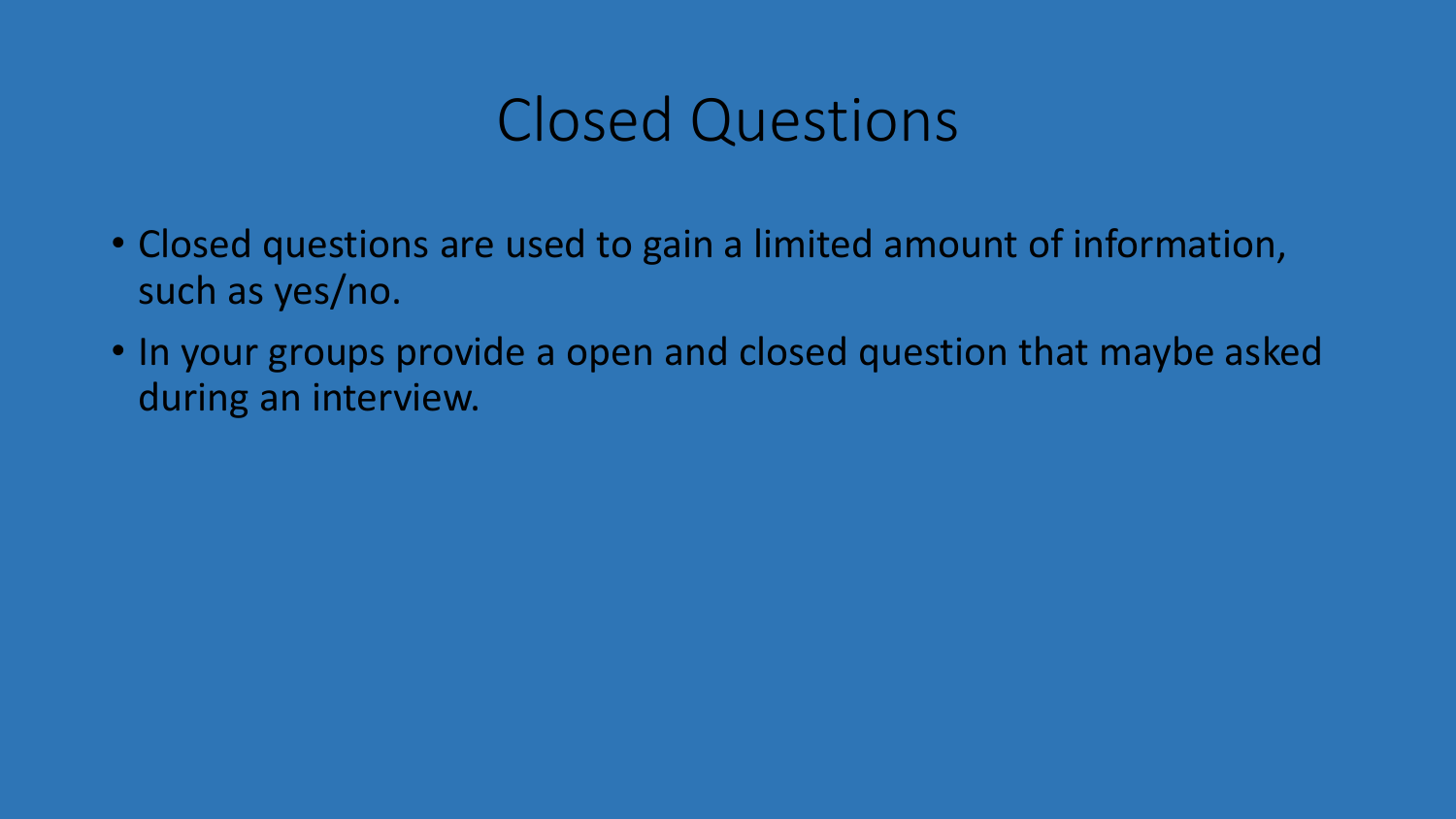# Closed Questions

- Closed questions are used to gain a limited amount of information, such as yes/no.
- In your groups provide a open and closed question that maybe asked during an interview.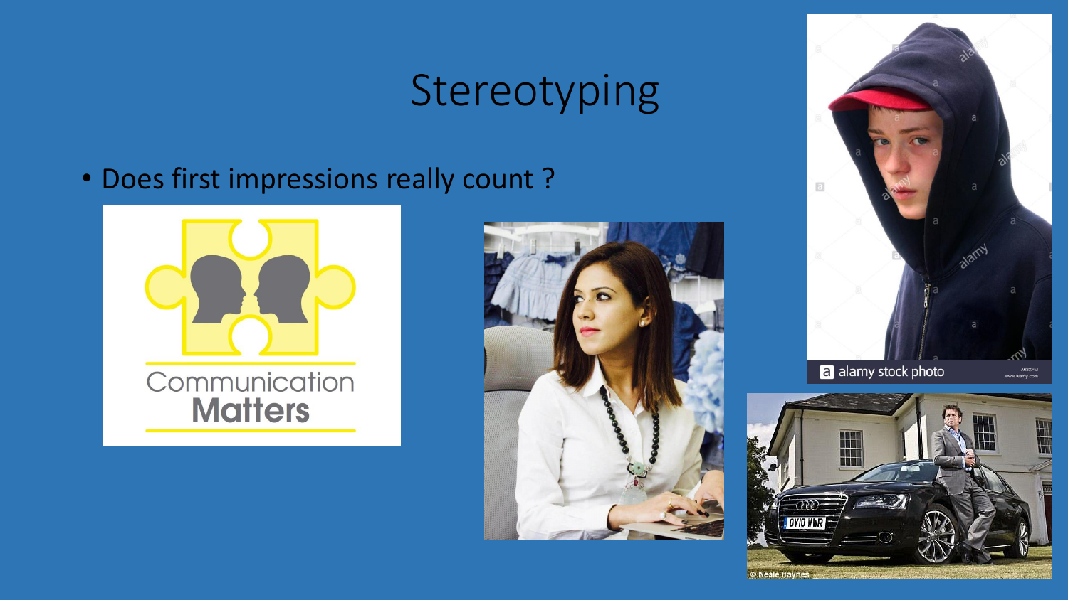# Stereotyping

- Does first impressions really count ?